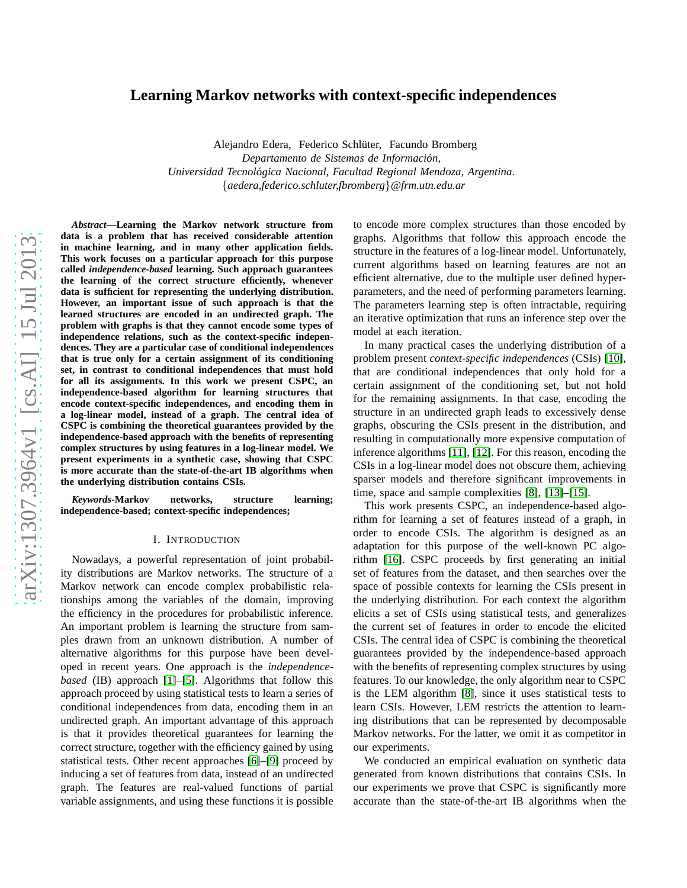# Learning Markov networks with context-specific independences

Alejandro Edera, Federico Schlüter, Facundo Bromberg
*Departamento de Sistemas de Información,*
*Universidad Tecnológica Nacional, Facultad Regional Mendoza, Argentina.*
{*aedera,federico.schluter,fbromberg*}*@frm.utn.edu.ar*

***Abstract*—Learning the Markov network structure from data is a problem that has received considerable attention in machine learning, and in many other application fields. This work focuses on a particular approach for this purpose called *independence-based* learning. Such approach guarantees the learning of the correct structure efficiently, whenever data is sufficient for representing the underlying distribution. However, an important issue of such approach is that the learned structures are encoded in an undirected graph. The problem with graphs is that they cannot encode some types of independence relations, such as the context-specific independences. They are a particular case of conditional independences that is true only for a certain assignment of its conditioning set, in contrast to conditional independences that must hold for all its assignments. In this work we present CSPC, an independence-based algorithm for learning structures that encode context-specific independences, and encoding them in a log-linear model, instead of a graph. The central idea of CSPC is combining the theoretical guarantees provided by the independence-based approach with the benefits of representing complex structures by using features in a log-linear model. We present experiments in a synthetic case, showing that CSPC is more accurate than the state-of-the-art IB algorithms when the underlying distribution contains CSIs.**

***Keywords*-Markov networks, structure learning; independence-based; context-specific independences;**

## I. Introduction

Nowadays, a powerful representation of joint probability distributions are Markov networks. The structure of a Markov network can encode complex probabilistic relationships among the variables of the domain, improving the efficiency in the procedures for probabilistic inference. An important problem is learning the structure from samples drawn from an unknown distribution. A number of alternative algorithms for this purpose have been developed in recent years. One approach is the *independence-based* (IB) approach [1]–[5]. Algorithms that follow this approach proceed by using statistical tests to learn a series of conditional independences from data, encoding them in an undirected graph. An important advantage of this approach is that it provides theoretical guarantees for learning the correct structure, together with the efficiency gained by using statistical tests. Other recent approaches [6]–[9] proceed by inducing a set of features from data, instead of an undirected graph. The features are real-valued functions of partial variable assignments, and using these functions it is possible to encode more complex structures than those encoded by graphs. Algorithms that follow this approach encode the structure in the features of a log-linear model. Unfortunately, current algorithms based on learning features are not an efficient alternative, due to the multiple user defined hyper-parameters, and the need of performing parameters learning. The parameters learning step is often intractable, requiring an iterative optimization that runs an inference step over the model at each iteration.

In many practical cases the underlying distribution of a problem present *context-specific independences* (CSIs) [10], that are conditional independences that only hold for a certain assignment of the conditioning set, but not hold for the remaining assignments. In that case, encoding the CSIs in an undirected graph leads to excessively dense graphs, obscuring the CSIs present in the distribution, and resulting in computationally more expensive computation of inference algorithms [11], [12]. For this reason, encoding the CSIs in a log-linear model does not obscure them, achieving sparser models and therefore significant improvements in time, space and sample complexities [8], [13]–[15].

This work presents CSPC, an independence-based algorithm for learning a set of features instead of a graph, in order to encode CSIs. The algorithm is designed as an adaptation for this purpose of the well-known PC algorithm [16]. CSPC proceeds by first generating an initial set of features from the dataset, and then searches over the space of possible contexts for learning the CSIs present in the underlying distribution. For each context the algorithm elicits a set of CSIs using statistical tests, and generalizes the current set of features in order to encode the elicited CSIs. The central idea of CSPC is combining the theoretical guarantees provided by the independence-based approach with the benefits of representing complex structures by using features. To our knowledge, the only algorithm near to CSPC is the LEM algorithm [8], since it uses statistical tests to learn CSIs. However, LEM restricts the attention to learning distributions that can be represented by decomposable Markov networks. For the latter, we omit it as competitor in our experiments.

We conducted an empirical evaluation on synthetic data generated from known distributions that contains CSIs. In our experiments we prove that CSPC is significantly more accurate than the state-of-the-art IB algorithms when the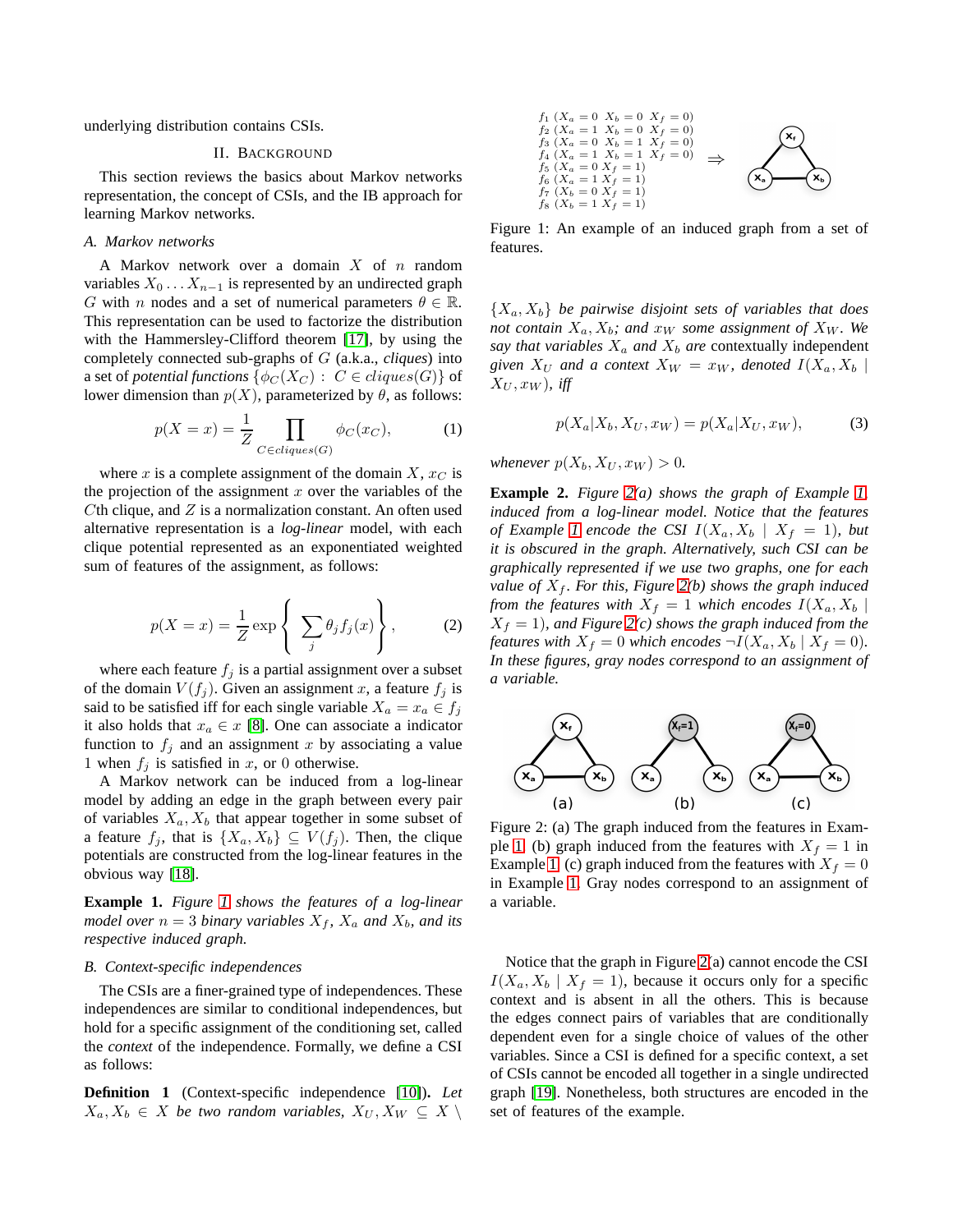underlying distribution contains CSIs.

## II. Background

This section reviews the basics about Markov networks representation, the concept of CSIs, and the IB approach for learning Markov networks.

### A. Markov networks

A Markov network over a domain $X$ of $n$ random variables $X_0 \dots X_{n-1}$ is represented by an undirected graph $G$ with $n$ nodes and a set of numerical parameters $\theta \in \mathbb{R}$. This representation can be used to factorize the distribution with the Hammersley-Clifford theorem [17], by using the completely connected sub-graphs of $G$ (a.k.a., *cliques*) into a set of *potential functions* $\{\phi_C(X_C) : C \in cliques(G)\}$ of lower dimension than $p(X)$, parameterized by $\theta$, as follows:

$$p(X = x) = \frac{1}{Z} \prod_{C \in cliques(G)} \phi_C(x_C), \tag{1}$$

where $x$ is a complete assignment of the domain $X$, $x_C$ is the projection of the assignment $x$ over the variables of the $C$th clique, and $Z$ is a normalization constant. An often used alternative representation is a *log-linear* model, with each clique potential represented as an exponentiated weighted sum of features of the assignment, as follows:

$$p(X = x) = \frac{1}{Z} \exp\left\{ \sum_j \theta_j f_j(x) \right\}, \tag{2}$$

where each feature $f_j$ is a partial assignment over a subset of the domain $V(f_j)$. Given an assignment $x$, a feature $f_j$ is said to be satisfied iff for each single variable $X_a = x_a \in f_j$ it also holds that $x_a \in x$ [8]. One can associate a indicator function to $f_j$ and an assignment $x$ by associating a value 1 when $f_j$ is satisfied in $x$, or 0 otherwise.

A Markov network can be induced from a log-linear model by adding an edge in the graph between every pair of variables $X_a, X_b$ that appear together in some subset of a feature $f_j$, that is $\{X_a, X_b\} \subseteq V(f_j)$. Then, the clique potentials are constructed from the log-linear features in the obvious way [18].

**Example 1.** *Figure 1 shows the features of a log-linear model over $n = 3$ binary variables $X_f$, $X_a$ and $X_b$, and its respective induced graph.*

$f_1$ $(X_a = 0 \;\; X_b = 0 \;\; X_f = 0)$
$f_2$ $(X_a = 1 \;\; X_b = 0 \;\; X_f = 0)$
$f_3$ $(X_a = 0 \;\; X_b = 1 \;\; X_f = 0)$
$f_4$ $(X_a = 1 \;\; X_b = 1 \;\; X_f = 0)$
$f_5$ $(X_a = 0 \;\; X_f = 1)$
$f_6$ $(X_a = 1 \;\; X_f = 1)$
$f_7$ $(X_b = 0 \;\; X_f = 1)$
$f_8$ $(X_b = 1 \;\; X_f = 1)$

Figure 1: An example of an induced graph from a set of features.

### B. Context-specific independences

The CSIs are a finer-grained type of independences. These independences are similar to conditional independences, but hold for a specific assignment of the conditioning set, called the *context* of the independence. Formally, we define a CSI as follows:

**Definition 1** (Context-specific independence [10]). *Let $X_a, X_b \in X$ be two random variables, $X_U, X_W \subseteq X \setminus \{X_a, X_b\}$ be pairwise disjoint sets of variables that does not contain $X_a, X_b$; and $x_W$ some assignment of $X_W$. We say that variables $X_a$ and $X_b$ are* contextually independent *given $X_U$ and a context $X_W = x_W$, denoted $I(X_a, X_b \mid X_U, x_W)$, iff*

$$p(X_a | X_b, X_U, x_W) = p(X_a | X_U, x_W), \tag{3}$$

*whenever $p(X_b, X_U, x_W) > 0$.*

**Example 2.** *Figure 2(a) shows the graph of Example 1, induced from a log-linear model. Notice that the features of Example 1 encode the CSI $I(X_a, X_b \mid X_f = 1)$, but it is obscured in the graph. Alternatively, such CSI can be graphically represented if we use two graphs, one for each value of $X_f$. For this, Figure 2(b) shows the graph induced from the features with $X_f = 1$ which encodes $I(X_a, X_b \mid X_f = 1)$, and Figure 2(c) shows the graph induced from the features with $X_f = 0$ which encodes $\neg I(X_a, X_b \mid X_f = 0)$. In these figures, gray nodes correspond to an assignment of a variable.*

Figure 2: (a) The graph induced from the features in Example 1. (b) graph induced from the features with $X_f = 1$ in Example 1. (c) graph induced from the features with $X_f = 0$ in Example 1. Gray nodes correspond to an assignment of a variable.

Notice that the graph in Figure 2(a) cannot encode the CSI $I(X_a, X_b \mid X_f = 1)$, because it occurs only for a specific context and is absent in all the others. This is because the edges connect pairs of variables that are conditionally dependent even for a single choice of values of the other variables. Since a CSI is defined for a specific context, a set of CSIs cannot be encoded all together in a single undirected graph [19]. Nonetheless, both structures are encoded in the set of features of the example.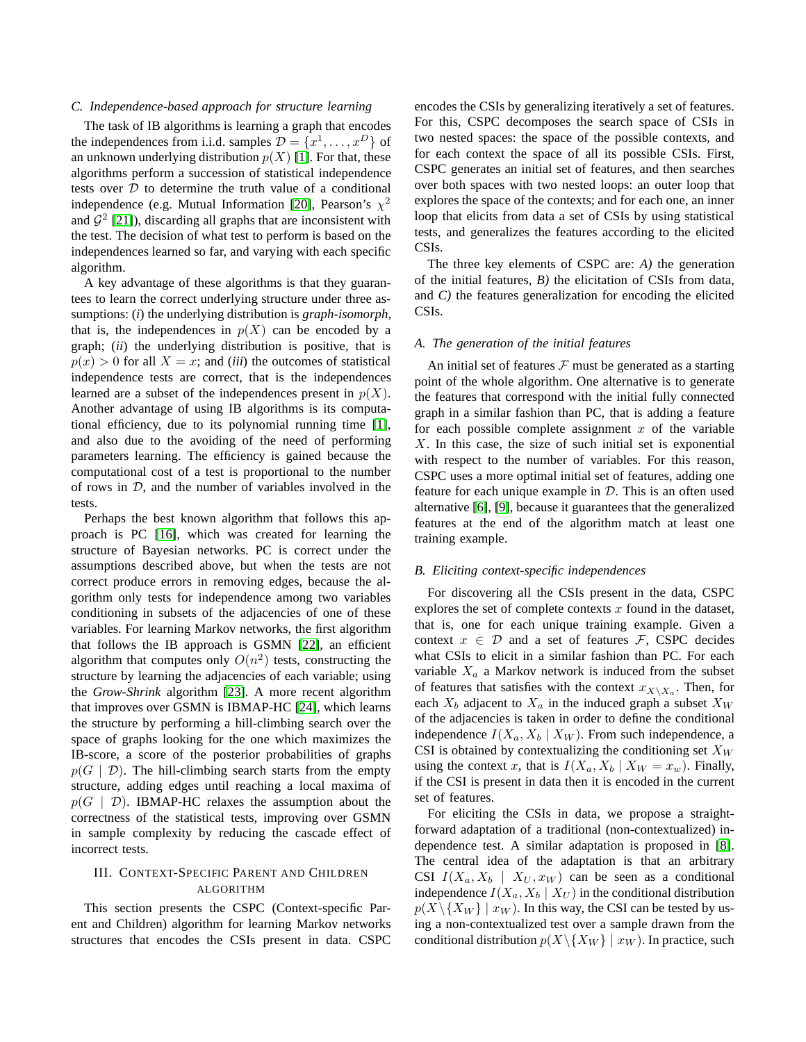### C. Independence-based approach for structure learning

The task of IB algorithms is learning a graph that encodes the independences from i.i.d. samples $\mathcal{D} = \{x^1, \ldots, x^D\}$ of an unknown underlying distribution $p(X)$ [1]. For that, these algorithms perform a succession of statistical independence tests over $\mathcal{D}$ to determine the truth value of a conditional independence (e.g. Mutual Information [20], Pearson's $\chi^2$ and $\mathcal{G}^2$ [21]), discarding all graphs that are inconsistent with the test. The decision of what test to perform is based on the independences learned so far, and varying with each specific algorithm.

A key advantage of these algorithms is that they guarantees to learn the correct underlying structure under three assumptions: (*i*) the underlying distribution is *graph-isomorph*, that is, the independences in $p(X)$ can be encoded by a graph; (*ii*) the underlying distribution is positive, that is $p(x) > 0$ for all $X = x$; and (*iii*) the outcomes of statistical independence tests are correct, that is the independences learned are a subset of the independences present in $p(X)$. Another advantage of using IB algorithms is its computational efficiency, due to its polynomial running time [1], and also due to the avoiding of the need of performing parameters learning. The efficiency is gained because the computational cost of a test is proportional to the number of rows in $\mathcal{D}$, and the number of variables involved in the tests.

Perhaps the best known algorithm that follows this approach is PC [16], which was created for learning the structure of Bayesian networks. PC is correct under the assumptions described above, but when the tests are not correct produce errors in removing edges, because the algorithm only tests for independence among two variables conditioning in subsets of the adjacencies of one of these variables. For learning Markov networks, the first algorithm that follows the IB approach is GSMN [22], an efficient algorithm that computes only $O(n^2)$ tests, constructing the structure by learning the adjacencies of each variable; using the *Grow-Shrink* algorithm [23]. A more recent algorithm that improves over GSMN is IBMAP-HC [24], which learns the structure by performing a hill-climbing search over the space of graphs looking for the one which maximizes the IB-score, a score of the posterior probabilities of graphs $p(G \mid \mathcal{D})$. The hill-climbing search starts from the empty structure, adding edges until reaching a local maxima of $p(G \mid \mathcal{D})$. IBMAP-HC relaxes the assumption about the correctness of the statistical tests, improving over GSMN in sample complexity by reducing the cascade effect of incorrect tests.

## III. Context-Specific Parent and Children Algorithm

This section presents the CSPC (Context-specific Parent and Children) algorithm for learning Markov networks structures that encodes the CSIs present in data. CSPC encodes the CSIs by generalizing iteratively a set of features. For this, CSPC decomposes the search space of CSIs in two nested spaces: the space of the possible contexts, and for each context the space of all its possible CSIs. First, CSPC generates an initial set of features, and then searches over both spaces with two nested loops: an outer loop that explores the space of the contexts; and for each one, an inner loop that elicits from data a set of CSIs by using statistical tests, and generalizes the features according to the elicited CSIs.

The three key elements of CSPC are: *A)* the generation of the initial features, *B)* the elicitation of CSIs from data, and *C)* the features generalization for encoding the elicited CSIs.

### A. The generation of the initial features

An initial set of features $\mathcal{F}$ must be generated as a starting point of the whole algorithm. One alternative is to generate the features that correspond with the initial fully connected graph in a similar fashion than PC, that is adding a feature for each possible complete assignment $x$ of the variable $X$. In this case, the size of such initial set is exponential with respect to the number of variables. For this reason, CSPC uses a more optimal initial set of features, adding one feature for each unique example in $\mathcal{D}$. This is an often used alternative [6], [9], because it guarantees that the generalized features at the end of the algorithm match at least one training example.

### B. Eliciting context-specific independences

For discovering all the CSIs present in the data, CSPC explores the set of complete contexts $x$ found in the dataset, that is, one for each unique training example. Given a context $x \in \mathcal{D}$ and a set of features $\mathcal{F}$, CSPC decides what CSIs to elicit in a similar fashion than PC. For each variable $X_a$ a Markov network is induced from the subset of features that satisfies with the context $x_{X \setminus X_a}$. Then, for each $X_b$ adjacent to $X_a$ in the induced graph a subset $X_W$ of the adjacencies is taken in order to define the conditional independence $I(X_a, X_b \mid X_W)$. From such independence, a CSI is obtained by contextualizing the conditioning set $X_W$ using the context $x$, that is $I(X_a, X_b \mid X_W = x_w)$. Finally, if the CSI is present in data then it is encoded in the current set of features.

For eliciting the CSIs in data, we propose a straightforward adaptation of a traditional (non-contextualized) independence test. A similar adaptation is proposed in [8]. The central idea of the adaptation is that an arbitrary CSI $I(X_a, X_b \mid X_U, x_W)$ can be seen as a conditional independence $I(X_a, X_b \mid X_U)$ in the conditional distribution $p(X \setminus \{X_W\} \mid x_W)$. In this way, the CSI can be tested by using a non-contextualized test over a sample drawn from the conditional distribution $p(X \setminus \{X_W\} \mid x_W)$. In practice, such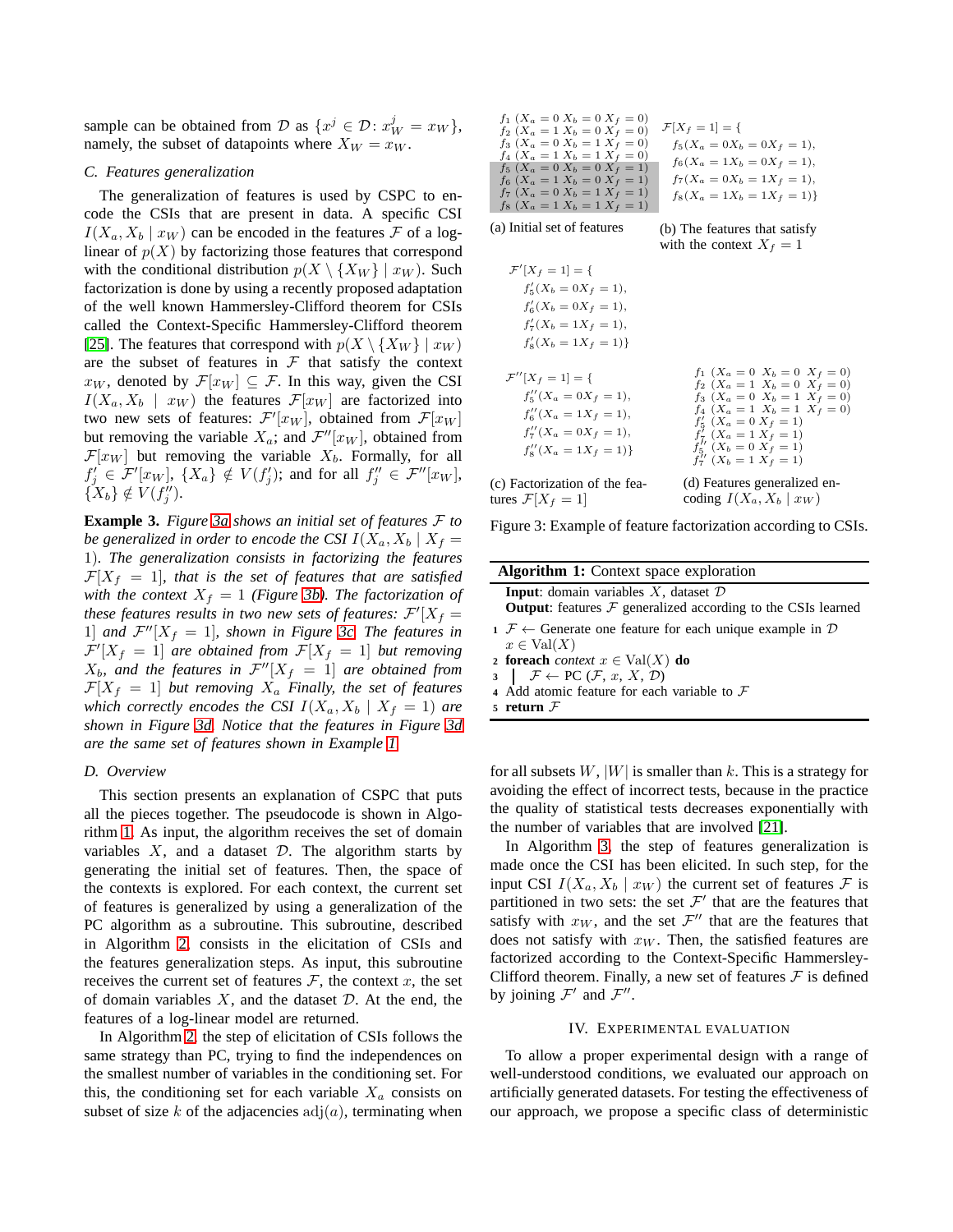sample can be obtained from $\mathcal{D}$ as $\{x^j \in \mathcal{D} \colon x^j_W = x_W\}$, namely, the subset of datapoints where $X_W = x_W$.

### C. Features generalization

The generalization of features is used by CSPC to encode the CSIs that are present in data. A specific CSI $I(X_a, X_b \mid x_W)$ can be encoded in the features $\mathcal{F}$ of a log-linear of $p(X)$ by factorizing those features that correspond with the conditional distribution $p(X \setminus \{X_W\} \mid x_W)$. Such factorization is done by using a recently proposed adaptation of the well known Hammersley-Clifford theorem for CSIs called the Context-Specific Hammersley-Clifford theorem [25]. The features that correspond with $p(X \setminus \{X_W\} \mid x_W)$ are the subset of features in $\mathcal{F}$ that satisfy the context $x_W$, denoted by $\mathcal{F}[x_W] \subseteq \mathcal{F}$. In this way, given the CSI $I(X_a, X_b \mid x_W)$ the features $\mathcal{F}[x_W]$ are factorized into two new sets of features: $\mathcal{F}'[x_W]$, obtained from $\mathcal{F}[x_W]$ but removing the variable $X_a$; and $\mathcal{F}''[x_W]$, obtained from $\mathcal{F}[x_W]$ but removing the variable $X_b$. Formally, for all $f'_j \in \mathcal{F}'[x_W]$, $\{X_a\} \notin V(f'_j)$; and for all $f''_j \in \mathcal{F}''[x_W]$, $\{X_b\} \notin V(f''_j)$.

**Example 3.** *Figure 3a shows an initial set of features $\mathcal{F}$ to be generalized in order to encode the CSI $I(X_a, X_b \mid X_f = 1)$. The generalization consists in factorizing the features $\mathcal{F}[X_f = 1]$, that is the set of features that are satisfied with the context $X_f = 1$ (Figure 3b). The factorization of these features results in two new sets of features: $\mathcal{F}'[X_f = 1]$ and $\mathcal{F}''[X_f = 1]$, shown in Figure 3c. The features in $\mathcal{F}'[X_f = 1]$ are obtained from $\mathcal{F}[X_f = 1]$ but removing $X_b$, and the features in $\mathcal{F}''[X_f = 1]$ are obtained from $\mathcal{F}[X_f = 1]$ but removing $X_a$ Finally, the set of features which correctly encodes the CSI $I(X_a, X_b \mid X_f = 1)$ are shown in Figure 3d. Notice that the features in Figure 3d are the same set of features shown in Example 1.*

### D. Overview

This section presents an explanation of CSPC that puts all the pieces together. The pseudocode is shown in Algorithm 1. As input, the algorithm receives the set of domain variables $X$, and a dataset $\mathcal{D}$. The algorithm starts by generating the initial set of features. Then, the space of the contexts is explored. For each context, the current set of features is generalized by using a generalization of the PC algorithm as a subroutine. This subroutine, described in Algorithm 2, consists in the elicitation of CSIs and the features generalization steps. As input, this subroutine receives the current set of features $\mathcal{F}$, the context $x$, the set of domain variables $X$, and the dataset $\mathcal{D}$. At the end, the features of a log-linear model are returned.

In Algorithm 2, the step of elicitation of CSIs follows the same strategy than PC, trying to find the independences on the smallest number of variables in the conditioning set. For this, the conditioning set for each variable $X_a$ consists on subset of size $k$ of the adjacencies $\mathrm{adj}(a)$, terminating when

$f_1\ (X_a = 0\ X_b = 0\ X_f = 0)$
$f_2\ (X_a = 1\ X_b = 0\ X_f = 0)$
$f_3\ (X_a = 0\ X_b = 1\ X_f = 0)$
$f_4\ (X_a = 1\ X_b = 1\ X_f = 0)$
$f_5\ (X_a = 0\ X_b = 0\ X_f = 1)$
$f_6\ (X_a = 1\ X_b = 0\ X_f = 1)$
$f_7\ (X_a = 0\ X_b = 1\ X_f = 1)$
$f_8\ (X_a = 1\ X_b = 1\ X_f = 1)$

(a) Initial set of features

$\mathcal{F}[X_f = 1] = \{$
$f_5(X_a = 0 X_b = 0 X_f = 1),$
$f_6(X_a = 1 X_b = 0 X_f = 1),$
$f_7(X_a = 0 X_b = 1 X_f = 1),$
$f_8(X_a = 1 X_b = 1 X_f = 1)\}$

(b) The features that satisfy with the context $X_f = 1$

$\mathcal{F}'[X_f = 1] = \{$
$f'_5(X_b = 0 X_f = 1),$
$f'_6(X_b = 0 X_f = 1),$
$f'_7(X_b = 1 X_f = 1),$
$f'_8(X_b = 1 X_f = 1)\}$

$\mathcal{F}''[X_f = 1] = \{$
$f''_5(X_a = 0 X_f = 1),$
$f''_6(X_a = 1 X_f = 1),$
$f''_7(X_a = 0 X_f = 1),$
$f''_8(X_a = 1 X_f = 1)\}$

(c) Factorization of the features $\mathcal{F}[X_f = 1]$

$f_1\ (X_a = 0\ X_b = 0\ X_f = 0)$
$f_2\ (X_a = 1\ X_b = 0\ X_f = 0)$
$f_3\ (X_a = 0\ X_b = 1\ X_f = 0)$
$f_4\ (X_a = 1\ X_b = 1\ X_f = 0)$
$f'_5\ (X_a = 0\ X_f = 1)$
$f'_7\ (X_a = 1\ X_f = 1)$
$f''_5\ (X_b = 0\ X_f = 1)$
$f''_7\ (X_b = 1\ X_f = 1)$

(d) Features generalized encoding $I(X_a, X_b \mid x_W)$

Figure 3: Example of feature factorization according to CSIs.

**Algorithm 1:** Context space exploration

**Input**: domain variables $X$, dataset $\mathcal{D}$
**Output**: features $\mathcal{F}$ generalized according to the CSIs learned

1. $\mathcal{F} \leftarrow$ Generate one feature for each unique example in $\mathcal{D}$ $x \in \mathrm{Val}(X)$
2. **foreach** *context* $x \in \mathrm{Val}(X)$ **do**
3. $\quad \mathcal{F} \leftarrow$ PC ($\mathcal{F}$, $x$, $X$, $\mathcal{D}$)
4. Add atomic feature for each variable to $\mathcal{F}$
5. **return** $\mathcal{F}$

for all subsets $W$, $|W|$ is smaller than $k$. This is a strategy for avoiding the effect of incorrect tests, because in the practice the quality of statistical tests decreases exponentially with the number of variables that are involved [21].

In Algorithm 3, the step of features generalization is made once the CSI has been elicited. In such step, for the input CSI $I(X_a, X_b \mid x_W)$ the current set of features $\mathcal{F}$ is partitioned in two sets: the set $\mathcal{F}'$ that are the features that satisfy with $x_W$, and the set $\mathcal{F}''$ that are the features that does not satisfy with $x_W$. Then, the satisfied features are factorized according to the Context-Specific Hammersley-Clifford theorem. Finally, a new set of features $\mathcal{F}$ is defined by joining $\mathcal{F}'$ and $\mathcal{F}''$.

## IV. Experimental Evaluation

To allow a proper experimental design with a range of well-understood conditions, we evaluated our approach on artificially generated datasets. For testing the effectiveness of our approach, we propose a specific class of deterministic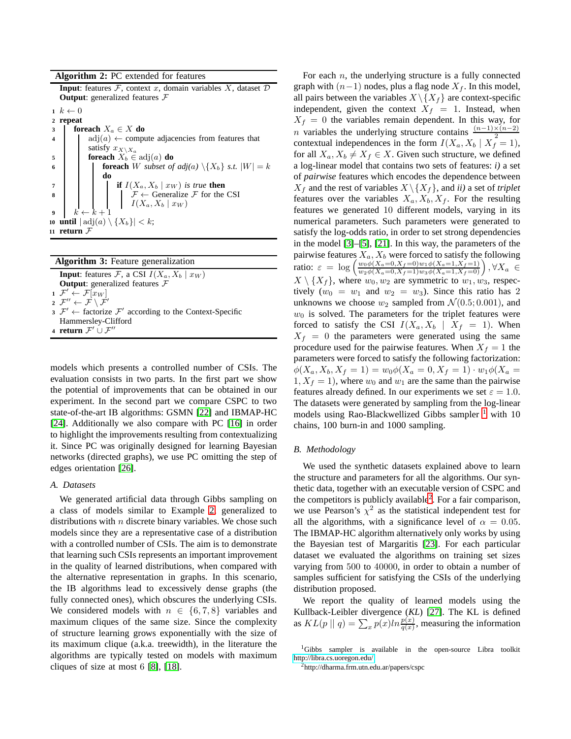**Algorithm 2:** PC extended for features

**Input**: features $\mathcal{F}$, context $x$, domain variables $X$, dataset $\mathcal{D}$
**Output**: generalized features $\mathcal{F}$

```
1  k ← 0
2  repeat
3      foreach X_a ∈ X do
4          adj(a) ← compute adjacencies from features that
           satisfy x_{X∖X_a}
5          foreach X_b ∈ adj(a) do
6              foreach W subset of adj(a) ∖ {X_b} s.t. |W| = k
               do
7                  if I(X_a, X_b | x_W) is true then
8                      F ← Generalize F for the CSI
                       I(X_a, X_b | x_W)
9      k ← k + 1
10 until |adj(a) ∖ {X_b}| < k;
11 return F
```

**Algorithm 3:** Feature generalization

**Input**: features $\mathcal{F}$, a CSI $I(X_a, X_b \mid x_W)$
**Output**: generalized features $\mathcal{F}$

```
1 F' ← F[x_W]
2 F'' ← F ∖ F'
3 F' ← factorize F' according to the Context-Specific
  Hammersley-Clifford
4 return F' ∪ F''
```

models which presents a controlled number of CSIs. The evaluation consists in two parts. In the first part we show the potential of improvements that can be obtained in our experiment. In the second part we compare CSPC to two state-of-the-art IB algorithms: GSMN [22] and IBMAP-HC [24]. Additionally we also compare with PC [16] in order to highlight the improvements resulting from contextualizing it. Since PC was originally designed for learning Bayesian networks (directed graphs), we use PC omitting the step of edges orientation [26].

### A. Datasets

We generated artificial data through Gibbs sampling on a class of models similar to Example 2, generalized to distributions with $n$ discrete binary variables. We chose such models since they are a representative case of a distribution with a controlled number of CSIs. The aim is to demonstrate that learning such CSIs represents an important improvement in the quality of learned distributions, when compared with the alternative representation in graphs. In this scenario, the IB algorithms lead to excessively dense graphs (the fully connected ones), which obscures the underlying CSIs. We considered models with $n \in \{6, 7, 8\}$ variables and maximum cliques of the same size. Since the complexity of structure learning grows exponentially with the size of its maximum clique (a.k.a. treewidth), in the literature the algorithms are typically tested on models with maximum cliques of size at most 6 [8], [18].

For each $n$, the underlying structure is a fully connected graph with $(n-1)$ nodes, plus a flag node $X_f$. In this model, all pairs between the variables $X \setminus \{X_f\}$ are context-specific independent, given the context $X_f = 1$. Instead, when $X_f = 0$ the variables remain dependent. In this way, for $n$ variables the underlying structure contains $\frac{(n-1)\times(n-2)}{2}$ contextual independences in the form $I(X_a, X_b \mid X_f = 1)$, for all $X_a, X_b \neq X_f \in X$. Given such structure, we defined a log-linear model that contains two sets of features: *i)* a set of *pairwise* features which encodes the dependence between $X_f$ and the rest of variables $X \setminus \{X_f\}$, and *ii)* a set of *triplet* features over the variables $X_a, X_b, X_f$. For the resulting features we generated 10 different models, varying in its numerical parameters. Such parameters were generated to satisfy the log-odds ratio, in order to set strong dependencies in the model [3]–[5], [21]. In this way, the parameters of the pairwise features $X_a, X_b$ were forced to satisfy the following ratio: $\varepsilon = \log\left(\frac{w_0\phi(X_a=0,X_f=0)w_1\phi(X_a=1,X_f=1)}{w_2\phi(X_a=0,X_f=1)w_3\phi(X_a=1,X_f=0)}\right), \forall X_a \in X \setminus \{X_f\}$, where $w_0, w_2$ are symmetric to $w_1, w_3$, respectively ($w_0 = w_1$ and $w_2 = w_3$). Since this ratio has 2 unknowns we choose $w_2$ sampled from $\mathcal{N}(0.5; 0.001)$, and $w_0$ is solved. The parameters for the triplet features were forced to satisfy the CSI $I(X_a, X_b \mid X_f = 1)$. When $X_f = 0$ the parameters were generated using the same procedure used for the pairwise features. When $X_f = 1$ the parameters were forced to satisfy the following factorization: $\phi(X_a, X_b, X_f = 1) = w_0\phi(X_a = 0, X_f = 1) \cdot w_1\phi(X_a = 1, X_f = 1)$, where $w_0$ and $w_1$ are the same than the pairwise features already defined. In our experiments we set $\varepsilon = 1.0$. The datasets were generated by sampling from the log-linear models using Rao-Blackwellized Gibbs sampler [1] with 10 chains, 100 burn-in and 1000 sampling.

### B. Methodology

We used the synthetic datasets explained above to learn the structure and parameters for all the algorithms. Our synthetic data, together with an executable version of CSPC and the competitors is publicly available[2]. For a fair comparison, we use Pearson's $\chi^2$ as the statistical independent test for all the algorithms, with a significance level of $\alpha = 0.05$. The IBMAP-HC algorithm alternatively only works by using the Bayesian test of Margaritis [23]. For each particular dataset we evaluated the algorithms on training set sizes varying from 500 to 40000, in order to obtain a number of samples sufficient for satisfying the CSIs of the underlying distribution proposed.

We report the quality of learned models using the Kullback-Leibler divergence (*KL*) [27]. The KL is defined as $KL(p \parallel q) = \sum_x p(x) ln\frac{p(x)}{q(x)}$, measuring the information

[1] Gibbs sampler is available in the open-source Libra toolkit http://libra.cs.uoregon.edu/

[2] http://dharma.frm.utn.edu.ar/papers/cspc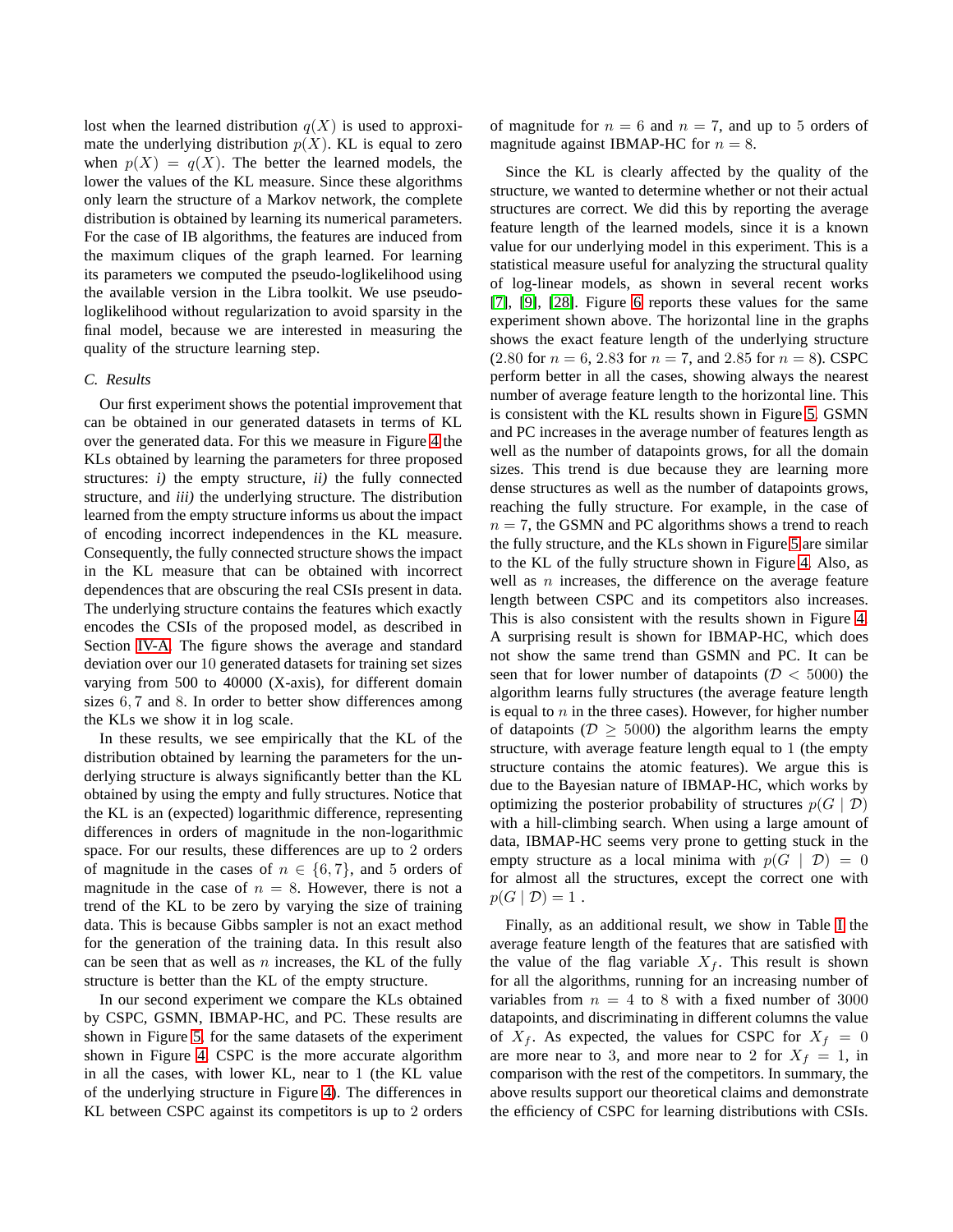lost when the learned distribution $q(X)$ is used to approximate the underlying distribution $p(X)$. KL is equal to zero when $p(X) = q(X)$. The better the learned models, the lower the values of the KL measure. Since these algorithms only learn the structure of a Markov network, the complete distribution is obtained by learning its numerical parameters. For the case of IB algorithms, the features are induced from the maximum cliques of the graph learned. For learning its parameters we computed the pseudo-loglikelihood using the available version in the Libra toolkit. We use pseudo-loglikelihood without regularization to avoid sparsity in the final model, because we are interested in measuring the quality of the structure learning step.

### C. Results

Our first experiment shows the potential improvement that can be obtained in our generated datasets in terms of KL over the generated data. For this we measure in Figure 4 the KLs obtained by learning the parameters for three proposed structures: *i)* the empty structure, *ii)* the fully connected structure, and *iii)* the underlying structure. The distribution learned from the empty structure informs us about the impact of encoding incorrect independences in the KL measure. Consequently, the fully connected structure shows the impact in the KL measure that can be obtained with incorrect dependences that are obscuring the real CSIs present in data. The underlying structure contains the features which exactly encodes the CSIs of the proposed model, as described in Section IV-A. The figure shows the average and standard deviation over our 10 generated datasets for training set sizes varying from 500 to 40000 (X-axis), for different domain sizes $6, 7$ and $8$. In order to better show differences among the KLs we show it in log scale.

In these results, we see empirically that the KL of the distribution obtained by learning the parameters for the underlying structure is always significantly better than the KL obtained by using the empty and fully structures. Notice that the KL is an (expected) logarithmic difference, representing differences in orders of magnitude in the non-logarithmic space. For our results, these differences are up to 2 orders of magnitude in the cases of $n \in \{6, 7\}$, and 5 orders of magnitude in the case of $n = 8$. However, there is not a trend of the KL to be zero by varying the size of training data. This is because Gibbs sampler is not an exact method for the generation of the training data. In this result also can be seen that as well as $n$ increases, the KL of the fully structure is better than the KL of the empty structure.

In our second experiment we compare the KLs obtained by CSPC, GSMN, IBMAP-HC, and PC. These results are shown in Figure 5, for the same datasets of the experiment shown in Figure 4. CSPC is the more accurate algorithm in all the cases, with lower KL, near to 1 (the KL value of the underlying structure in Figure 4). The differences in KL between CSPC against its competitors is up to 2 orders of magnitude for $n = 6$ and $n = 7$, and up to 5 orders of magnitude against IBMAP-HC for $n = 8$.

Since the KL is clearly affected by the quality of the structure, we wanted to determine whether or not their actual structures are correct. We did this by reporting the average feature length of the learned models, since it is a known value for our underlying model in this experiment. This is a statistical measure useful for analyzing the structural quality of log-linear models, as shown in several recent works [7], [9], [28]. Figure 6 reports these values for the same experiment shown above. The horizontal line in the graphs shows the exact feature length of the underlying structure (2.80 for $n = 6$, 2.83 for $n = 7$, and 2.85 for $n = 8$). CSPC perform better in all the cases, showing always the nearest number of average feature length to the horizontal line. This is consistent with the KL results shown in Figure 5. GSMN and PC increases in the average number of features length as well as the number of datapoints grows, for all the domain sizes. This trend is due because they are learning more dense structures as well as the number of datapoints grows, reaching the fully structure. For example, in the case of $n = 7$, the GSMN and PC algorithms shows a trend to reach the fully structure, and the KLs shown in Figure 5 are similar to the KL of the fully structure shown in Figure 4. Also, as well as $n$ increases, the difference on the average feature length between CSPC and its competitors also increases. This is also consistent with the results shown in Figure 4. A surprising result is shown for IBMAP-HC, which does not show the same trend than GSMN and PC. It can be seen that for lower number of datapoints ($\mathcal{D} < 5000$) the algorithm learns fully structures (the average feature length is equal to $n$ in the three cases). However, for higher number of datapoints ($\mathcal{D} \geq 5000$) the algorithm learns the empty structure, with average feature length equal to 1 (the empty structure contains the atomic features). We argue this is due to the Bayesian nature of IBMAP-HC, which works by optimizing the posterior probability of structures $p(G \mid \mathcal{D})$ with a hill-climbing search. When using a large amount of data, IBMAP-HC seems very prone to getting stuck in the empty structure as a local minima with $p(G \mid \mathcal{D}) = 0$ for almost all the structures, except the correct one with $p(G \mid \mathcal{D}) = 1$ .

Finally, as an additional result, we show in Table I the average feature length of the features that are satisfied with the value of the flag variable $X_f$. This result is shown for all the algorithms, running for an increasing number of variables from $n = 4$ to 8 with a fixed number of 3000 datapoints, and discriminating in different columns the value of $X_f$. As expected, the values for CSPC for $X_f = 0$ are more near to 3, and more near to 2 for $X_f = 1$, in comparison with the rest of the competitors. In summary, the above results support our theoretical claims and demonstrate the efficiency of CSPC for learning distributions with CSIs.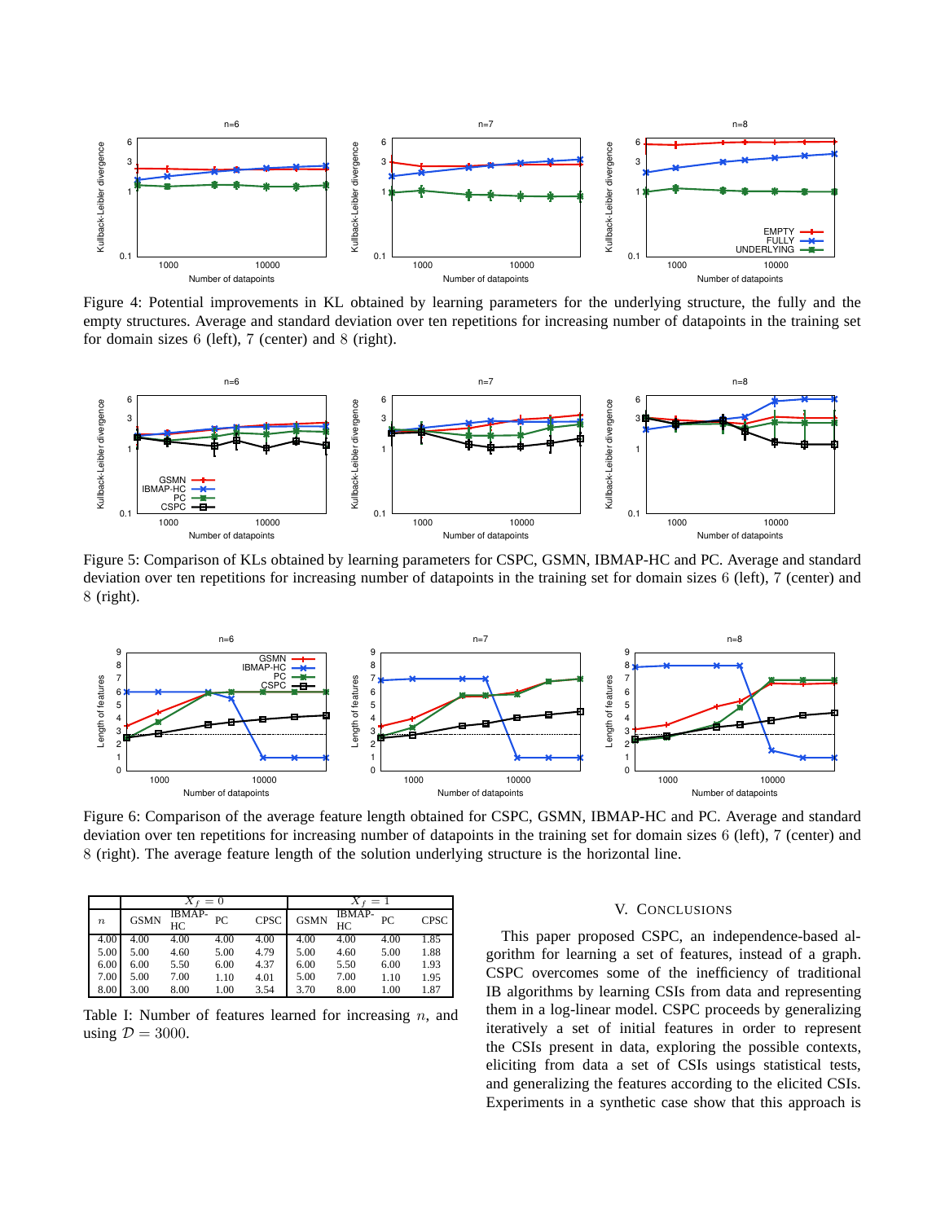Figure 4: Potential improvements in KL obtained by learning parameters for the underlying structure, the fully and the empty structures. Average and standard deviation over ten repetitions for increasing number of datapoints in the training set for domain sizes 6 (left), 7 (center) and 8 (right).

Figure 5: Comparison of KLs obtained by learning parameters for CSPC, GSMN, IBMAP-HC and PC. Average and standard deviation over ten repetitions for increasing number of datapoints in the training set for domain sizes 6 (left), 7 (center) and 8 (right).

Figure 6: Comparison of the average feature length obtained for CSPC, GSMN, IBMAP-HC and PC. Average and standard deviation over ten repetitions for increasing number of datapoints in the training set for domain sizes 6 (left), 7 (center) and 8 (right). The average feature length of the solution underlying structure is the horizontal line.

| | $X_f = 0$ | | | | $X_f = 1$ | | | |
|---|---|---|---|---|---|---|---|---|
| $n$ | GSMN | IBMAP-HC | PC | CPSC | GSMN | IBMAP-HC | PC | CPSC |
| 4.00 | 4.00 | 4.00 | 4.00 | 4.00 | 4.00 | 4.00 | 4.00 | 1.85 |
| 5.00 | 5.00 | 4.60 | 5.00 | 4.79 | 5.00 | 4.60 | 5.00 | 1.88 |
| 6.00 | 6.00 | 5.50 | 6.00 | 4.37 | 6.00 | 5.50 | 6.00 | 1.93 |
| 7.00 | 5.00 | 7.00 | 1.10 | 4.01 | 5.00 | 7.00 | 1.10 | 1.95 |
| 8.00 | 3.00 | 8.00 | 1.00 | 3.54 | 3.70 | 8.00 | 1.00 | 1.87 |

Table I: Number of features learned for increasing $n$, and using $\mathcal{D} = 3000$.

## V. Conclusions

This paper proposed CSPC, an independence-based algorithm for learning a set of features, instead of a graph. CSPC overcomes some of the inefficiency of traditional IB algorithms by learning CSIs from data and representing them in a log-linear model. CSPC proceeds by generalizing iteratively a set of initial features in order to represent the CSIs present in data, exploring the possible contexts, eliciting from data a set of CSIs usings statistical tests, and generalizing the features according to the elicited CSIs. Experiments in a synthetic case show that this approach is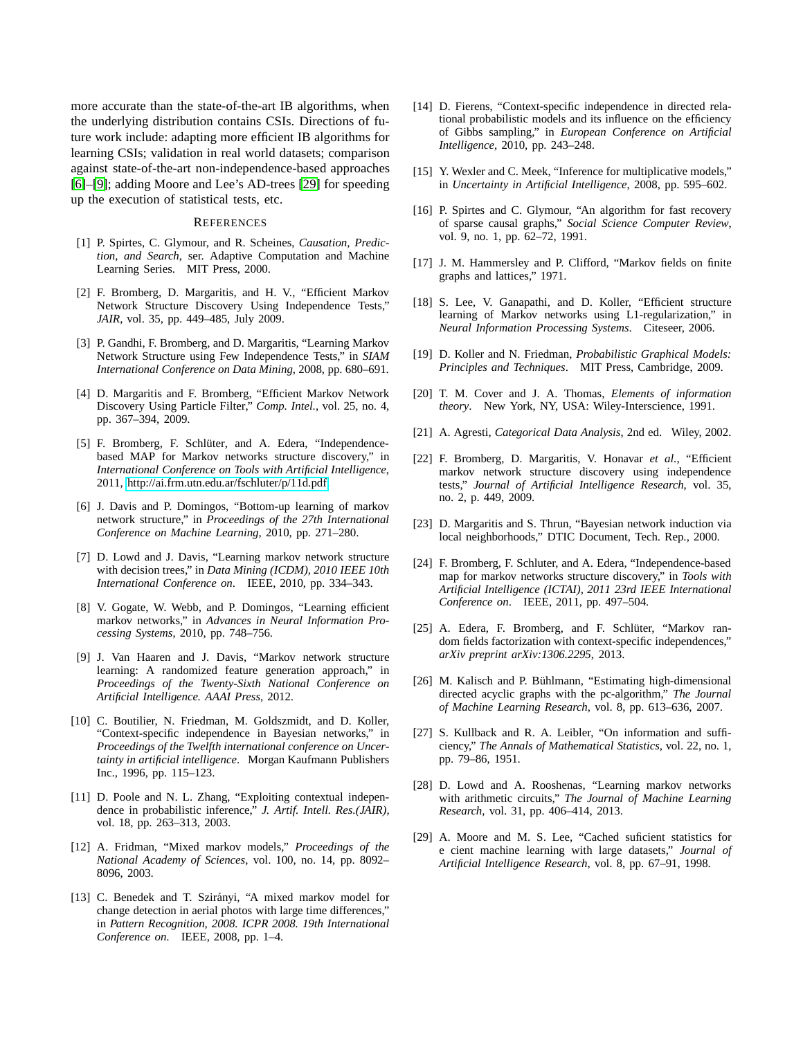more accurate than the state-of-the-art IB algorithms, when the underlying distribution contains CSIs. Directions of future work include: adapting more efficient IB algorithms for learning CSIs; validation in real world datasets; comparison against state-of-the-art non-independence-based approaches [6]–[9]; adding Moore and Lee's AD-trees [29] for speeding up the execution of statistical tests, etc.

## References

[1] P. Spirtes, C. Glymour, and R. Scheines, *Causation, Prediction, and Search*, ser. Adaptive Computation and Machine Learning Series. MIT Press, 2000.

[2] F. Bromberg, D. Margaritis, and H. V., "Efficient Markov Network Structure Discovery Using Independence Tests," *JAIR*, vol. 35, pp. 449–485, July 2009.

[3] P. Gandhi, F. Bromberg, and D. Margaritis, "Learning Markov Network Structure using Few Independence Tests," in *SIAM International Conference on Data Mining*, 2008, pp. 680–691.

[4] D. Margaritis and F. Bromberg, "Efficient Markov Network Discovery Using Particle Filter," *Comp. Intel.*, vol. 25, no. 4, pp. 367–394, 2009.

[5] F. Bromberg, F. Schlüter, and A. Edera, "Independence-based MAP for Markov networks structure discovery," in *International Conference on Tools with Artificial Intelligence*, 2011, http://ai.frm.utn.edu.ar/fschluter/p/11d.pdf.

[6] J. Davis and P. Domingos, "Bottom-up learning of markov network structure," in *Proceedings of the 27th International Conference on Machine Learning*, 2010, pp. 271–280.

[7] D. Lowd and J. Davis, "Learning markov network structure with decision trees," in *Data Mining (ICDM), 2010 IEEE 10th International Conference on*. IEEE, 2010, pp. 334–343.

[8] V. Gogate, W. Webb, and P. Domingos, "Learning efficient markov networks," in *Advances in Neural Information Processing Systems*, 2010, pp. 748–756.

[9] J. Van Haaren and J. Davis, "Markov network structure learning: A randomized feature generation approach," in *Proceedings of the Twenty-Sixth National Conference on Artificial Intelligence. AAAI Press*, 2012.

[10] C. Boutilier, N. Friedman, M. Goldszmidt, and D. Koller, "Context-specific independence in Bayesian networks," in *Proceedings of the Twelfth international conference on Uncertainty in artificial intelligence*. Morgan Kaufmann Publishers Inc., 1996, pp. 115–123.

[11] D. Poole and N. L. Zhang, "Exploiting contextual independence in probabilistic inference," *J. Artif. Intell. Res.(JAIR)*, vol. 18, pp. 263–313, 2003.

[12] A. Fridman, "Mixed markov models," *Proceedings of the National Academy of Sciences*, vol. 100, no. 14, pp. 8092–8096, 2003.

[13] C. Benedek and T. Szirányi, "A mixed markov model for change detection in aerial photos with large time differences," in *Pattern Recognition, 2008. ICPR 2008. 19th International Conference on*. IEEE, 2008, pp. 1–4.

[14] D. Fierens, "Context-specific independence in directed relational probabilistic models and its influence on the efficiency of Gibbs sampling," in *European Conference on Artificial Intelligence*, 2010, pp. 243–248.

[15] Y. Wexler and C. Meek, "Inference for multiplicative models," in *Uncertainty in Artificial Intelligence*, 2008, pp. 595–602.

[16] P. Spirtes and C. Glymour, "An algorithm for fast recovery of sparse causal graphs," *Social Science Computer Review*, vol. 9, no. 1, pp. 62–72, 1991.

[17] J. M. Hammersley and P. Clifford, "Markov fields on finite graphs and lattices," 1971.

[18] S. Lee, V. Ganapathi, and D. Koller, "Efficient structure learning of Markov networks using L1-regularization," in *Neural Information Processing Systems*. Citeseer, 2006.

[19] D. Koller and N. Friedman, *Probabilistic Graphical Models: Principles and Techniques*. MIT Press, Cambridge, 2009.

[20] T. M. Cover and J. A. Thomas, *Elements of information theory*. New York, NY, USA: Wiley-Interscience, 1991.

[21] A. Agresti, *Categorical Data Analysis*, 2nd ed. Wiley, 2002.

[22] F. Bromberg, D. Margaritis, V. Honavar *et al.*, "Efficient markov network structure discovery using independence tests," *Journal of Artificial Intelligence Research*, vol. 35, no. 2, p. 449, 2009.

[23] D. Margaritis and S. Thrun, "Bayesian network induction via local neighborhoods," DTIC Document, Tech. Rep., 2000.

[24] F. Bromberg, F. Schluter, and A. Edera, "Independence-based map for markov networks structure discovery," in *Tools with Artificial Intelligence (ICTAI), 2011 23rd IEEE International Conference on*. IEEE, 2011, pp. 497–504.

[25] A. Edera, F. Bromberg, and F. Schlüter, "Markov random fields factorization with context-specific independences," *arXiv preprint arXiv:1306.2295*, 2013.

[26] M. Kalisch and P. Bühlmann, "Estimating high-dimensional directed acyclic graphs with the pc-algorithm," *The Journal of Machine Learning Research*, vol. 8, pp. 613–636, 2007.

[27] S. Kullback and R. A. Leibler, "On information and sufficiency," *The Annals of Mathematical Statistics*, vol. 22, no. 1, pp. 79–86, 1951.

[28] D. Lowd and A. Rooshenas, "Learning markov networks with arithmetic circuits," *The Journal of Machine Learning Research*, vol. 31, pp. 406–414, 2013.

[29] A. Moore and M. S. Lee, "Cached suficient statistics for e cient machine learning with large datasets," *Journal of Artificial Intelligence Research*, vol. 8, pp. 67–91, 1998.